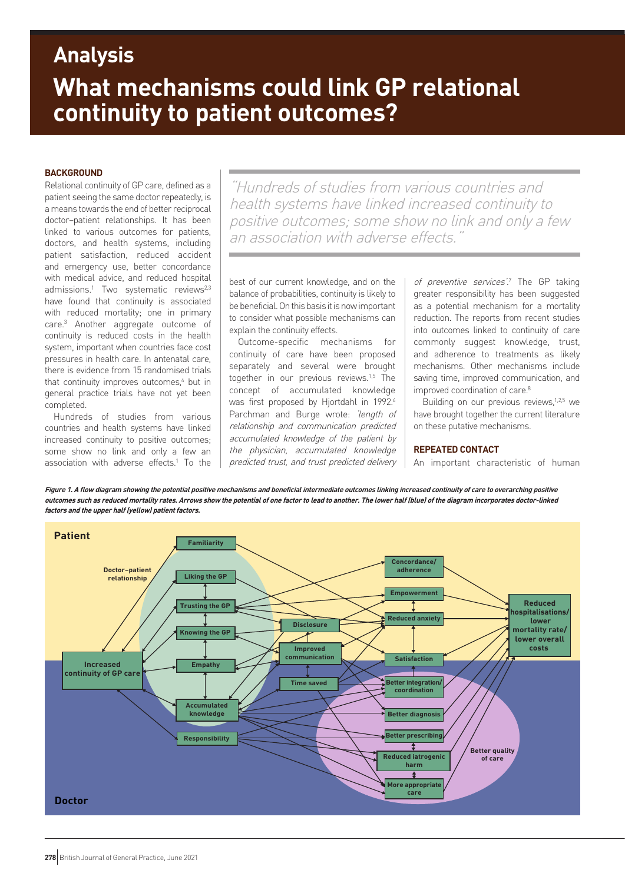## Analysis

# What mechanisms could link GP relational continuity to patient outcomes?

## BACKGROUND

Relational continuity of GP care, defined as a patient seeing the same doctor repeatedly, is a means towards the end of better reciprocal doctor–patient relationships. It has been linked to various outcomes for patients, doctors, and health systems, including patient satisfaction, reduced accident and emergency use, better concordance with medical advice, and reduced hospital admissions.[1] Two systematic reviews[2,3] have found that continuity is associated with reduced mortality; one in primary care.[3] Another aggregate outcome of continuity is reduced costs in the health system, important when countries face cost pressures in health care. In antenatal care, there is evidence from 15 randomised trials that continuity improves outcomes,[4] but in general practice trials have not yet been completed.

Hundreds of studies from various countries and health systems have linked increased continuity to positive outcomes; some show no link and only a few an association with adverse effects.[1] To the best of our current knowledge, and on the balance of probabilities, continuity is likely to be beneficial. On this basis it is now important to consider what possible mechanisms can explain the continuity effects.

> "Hundreds of studies from various countries and health systems have linked increased continuity to positive outcomes; some show no link and only a few an association with adverse effects."

Outcome-specific mechanisms for continuity of care have been proposed separately and several were brought together in our previous reviews.[1,5] The concept of accumulated knowledge was first proposed by Hjortdahl in 1992.[6] Parchman and Burge wrote: *'length of relationship and communication predicted accumulated knowledge of the patient by the physician, accumulated knowledge predicted trust, and trust predicted delivery of preventive services'.*[7] The GP taking greater responsibility has been suggested as a potential mechanism for a mortality reduction. The reports from recent studies into outcomes linked to continuity of care commonly suggest knowledge, trust, and adherence to treatments as likely mechanisms. Other mechanisms include saving time, improved communication, and improved coordination of care.[8]

Building on our previous reviews,[1,2,5] we have brought together the current literature on these putative mechanisms.

## REPEATED CONTACT

An important characteristic of human

***Figure 1. A flow diagram showing the potential positive mechanisms and beneficial intermediate outcomes linking increased continuity of care to overarching positive outcomes such as reduced mortality rates. Arrows show the potential of one factor to lead to another. The lower half (blue) of the diagram incorporates doctor-linked factors and the upper half (yellow) patient factors.***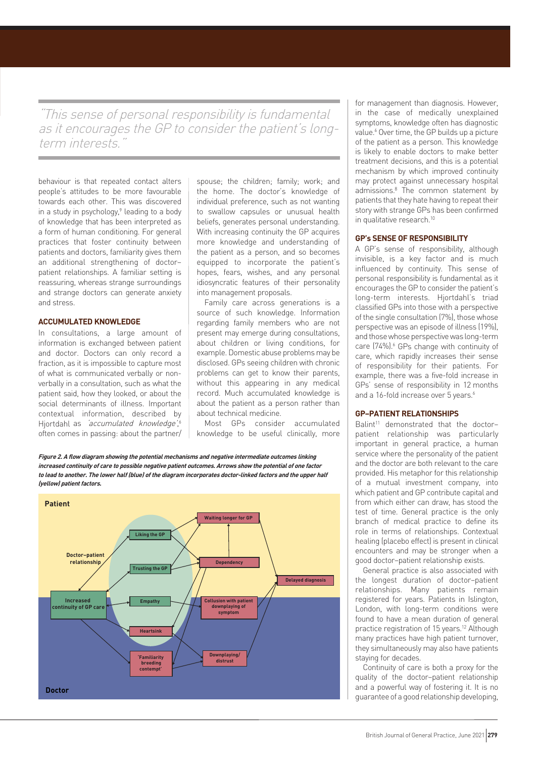> "This sense of personal responsibility is fundamental as it encourages the GP to consider the patient's long-term interests."

behaviour is that repeated contact alters people's attitudes to be more favourable towards each other. This was discovered in a study in psychology,[9] leading to a body of knowledge that has been interpreted as a form of human conditioning. For general practices that foster continuity between patients and doctors, familiarity gives them an additional strengthening of doctor–patient relationships. A familiar setting is reassuring, whereas strange surroundings and strange doctors can generate anxiety and stress.

#### ACCUMULATED KNOWLEDGE

In consultations, a large amount of information is exchanged between patient and doctor. Doctors can only record a fraction, as it is impossible to capture most of what is communicated verbally or non-verbally in a consultation, such as what the patient said, how they looked, or about the social determinants of illness. Important contextual information, described by Hjortdahl as *'accumulated knowledge'*,[6] often comes in passing: about the partner/spouse; the children; family; work; and the home. The doctor's knowledge of individual preference, such as not wanting to swallow capsules or unusual health beliefs, generates personal understanding. With increasing continuity the GP acquires more knowledge and understanding of the patient as a person, and so becomes equipped to incorporate the patient's hopes, fears, wishes, and any personal idiosyncratic features of their personality into management proposals.

Family care across generations is a source of such knowledge. Information regarding family members who are not present may emerge during consultations, about children or living conditions, for example. Domestic abuse problems may be disclosed. GPs seeing children with chronic problems can get to know their parents, without this appearing in any medical record. Much accumulated knowledge is about the patient as a person rather than about technical medicine.

Most GPs consider accumulated knowledge to be useful clinically, more for management than diagnosis. However, in the case of medically unexplained symptoms, knowledge often has diagnostic value.[6] Over time, the GP builds up a picture of the patient as a person. This knowledge is likely to enable doctors to make better treatment decisions, and this is a potential mechanism by which improved continuity may protect against unnecessary hospital admissions.[8] The common statement by patients that they hate having to repeat their story with strange GPs has been confirmed in qualitative research.[10]

#### GP's SENSE OF RESPONSIBILITY

A GP's sense of responsibility, although invisible, is a key factor and is much influenced by continuity. This sense of personal responsibility is fundamental as it encourages the GP to consider the patient's long-term interests. Hjortdahl's triad classified GPs into those with a perspective of the single consultation (7%), those whose perspective was an episode of illness (19%), and those whose perspective was long-term care (74%).[6] GPs change with continuity of care, which rapidly increases their sense of responsibility for their patients. For example, there was a five-fold increase in GPs' sense of responsibility in 12 months and a 16-fold increase over 5 years.[6]

#### GP–PATIENT RELATIONSHIPS

Balint[11] demonstrated that the doctor–patient relationship was particularly important in general practice, a human service where the personality of the patient and the doctor are both relevant to the care provided. His metaphor for this relationship of a mutual investment company, into which patient and GP contribute capital and from which either can draw, has stood the test of time. General practice is the only branch of medical practice to define its role in terms of relationships. Contextual healing (placebo effect) is present in clinical encounters and may be stronger when a good doctor–patient relationship exists.

General practice is also associated with the longest duration of doctor–patient relationships. Many patients remain registered for years. Patients in Islington, London, with long-term conditions were found to have a mean duration of general practice registration of 15 years.[12] Although many practices have high patient turnover, they simultaneously may also have patients staying for decades.

Continuity of care is both a proxy for the quality of the doctor–patient relationship and a powerful way of fostering it. It is no guarantee of a good relationship developing,

***Figure 2. A flow diagram showing the potential mechanisms and negative intermediate outcomes linking increased continuity of care to possible negative patient outcomes. Arrows show the potential of one factor to lead to another. The lower half (blue) of the diagram incorporates doctor-linked factors and the upper half (yellow) patient factors.***

Patient | Doctor–patient relationship | Liking the GP | Trusting the GP | Waiting longer for GP | Dependency | Delayed diagnosis | Increased continuity of GP care | Empathy | Collusion with patient downplaying of symptom | Heartsink | 'Familiarity breeding contempt' | Downplaying/distrust | Doctor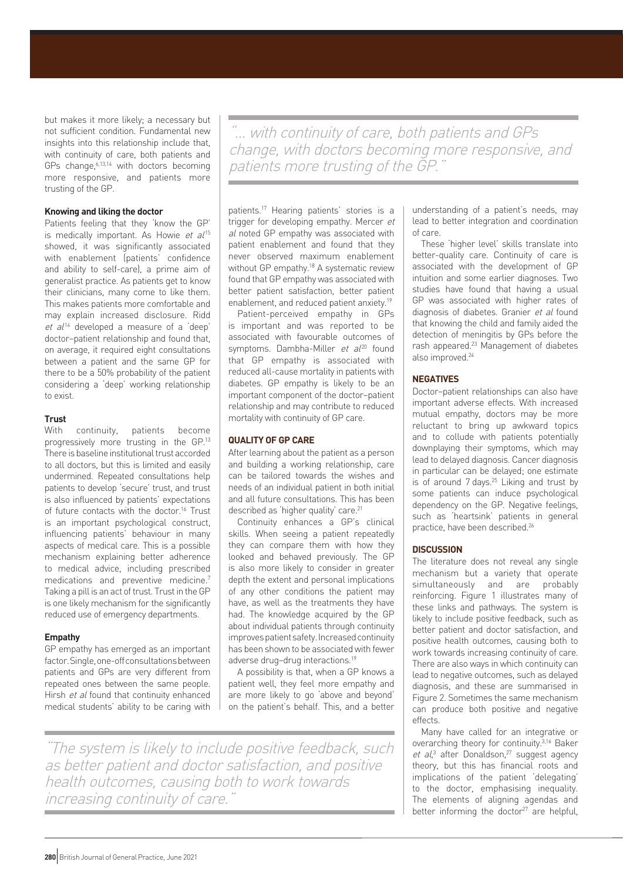but makes it more likely; a necessary but not sufficient condition. Fundamental new insights into this relationship include that, with continuity of care, both patients and GPs change,[6,13,14] with doctors becoming more responsive, and patients more trusting of the GP.

> "... with continuity of care, both patients and GPs change, with doctors becoming more responsive, and patients more trusting of the GP."

#### Knowing and liking the doctor

Patients feeling that they 'know the GP' is medically important. As Howie *et al*[15] showed, it was significantly associated with enablement (patients' confidence and ability to self-care), a prime aim of generalist practice. As patients get to know their clinicians, many come to like them. This makes patients more comfortable and may explain increased disclosure. Ridd *et al*[14] developed a measure of a 'deep' doctor–patient relationship and found that, on average, it required eight consultations between a patient and the same GP for there to be a 50% probability of the patient considering a 'deep' working relationship to exist.

#### Trust

With continuity, patients become progressively more trusting in the GP.[13] There is baseline institutional trust accorded to all doctors, but this is limited and easily undermined. Repeated consultations help patients to develop 'secure' trust, and trust is also influenced by patients' expectations of future contacts with the doctor.[16] Trust is an important psychological construct, influencing patients' behaviour in many aspects of medical care. This is a possible mechanism explaining better adherence to medical advice, including prescribed medications and preventive medicine.[7] Taking a pill is an act of trust. Trust in the GP is one likely mechanism for the significantly reduced use of emergency departments.

#### Empathy

GP empathy has emerged as an important factor. Single, one-off consultations between patients and GPs are very different from repeated ones between the same people. Hirsh *et al* found that continuity enhanced medical students' ability to be caring with patients.[17] Hearing patients' stories is a trigger for developing empathy. Mercer *et al* noted GP empathy was associated with patient enablement and found that they never observed maximum enablement without GP empathy.[18] A systematic review found that GP empathy was associated with better patient satisfaction, better patient enablement, and reduced patient anxiety.[19]

Patient-perceived empathy in GPs is important and was reported to be associated with favourable outcomes of symptoms. Dambha-Miller *et al*[20] found that GP empathy is associated with reduced all-cause mortality in patients with diabetes. GP empathy is likely to be an important component of the doctor–patient relationship and may contribute to reduced mortality with continuity of GP care.

### QUALITY OF GP CARE

After learning about the patient as a person and building a working relationship, care can be tailored towards the wishes and needs of an individual patient in both initial and all future consultations. This has been described as 'higher quality' care.[21]

Continuity enhances a GP's clinical skills. When seeing a patient repeatedly they can compare them with how they looked and behaved previously. The GP is also more likely to consider in greater depth the extent and personal implications of any other conditions the patient may have, as well as the treatments they have had. The knowledge acquired by the GP about individual patients through continuity improves patient safety. Increased continuity has been shown to be associated with fewer adverse drug–drug interactions.[19]

A possibility is that, when a GP knows a patient well, they feel more empathy and are more likely to go 'above and beyond' on the patient's behalf. This, and a better understanding of a patient's needs, may lead to better integration and coordination of care.

These 'higher level' skills translate into better-quality care. Continuity of care is associated with the development of GP intuition and some earlier diagnoses. Two studies have found that having a usual GP was associated with higher rates of diagnosis of diabetes. Granier *et al* found that knowing the child and family aided the detection of meningitis by GPs before the rash appeared.[23] Management of diabetes also improved.[24]

### NEGATIVES

Doctor–patient relationships can also have important adverse effects. With increased mutual empathy, doctors may be more reluctant to bring up awkward topics and to collude with patients potentially downplaying their symptoms, which may lead to delayed diagnosis. Cancer diagnosis in particular can be delayed; one estimate is of around 7 days.[25] Liking and trust by some patients can induce psychological dependency on the GP. Negative feelings, such as 'heartsink' patients in general practice, have been described.[26]

### DISCUSSION

The literature does not reveal any single mechanism but a variety that operate simultaneously and are probably reinforcing. Figure 1 illustrates many of these links and pathways. The system is likely to include positive feedback, such as better patient and doctor satisfaction, and positive health outcomes, causing both to work towards increasing continuity of care. There are also ways in which continuity can lead to negative outcomes, such as delayed diagnosis, and these are summarised in Figure 2. Sometimes the same mechanism can produce both positive and negative effects.

> "The system is likely to include positive feedback, such as better patient and doctor satisfaction, and positive health outcomes, causing both to work towards increasing continuity of care."

Many have called for an integrative or overarching theory for continuity.[3,16] Baker *et al*,[3] after Donaldson,[27] suggest agency theory, but this has financial roots and implications of the patient 'delegating' to the doctor, emphasising inequality. The elements of aligning agendas and better informing the doctor[27] are helpful,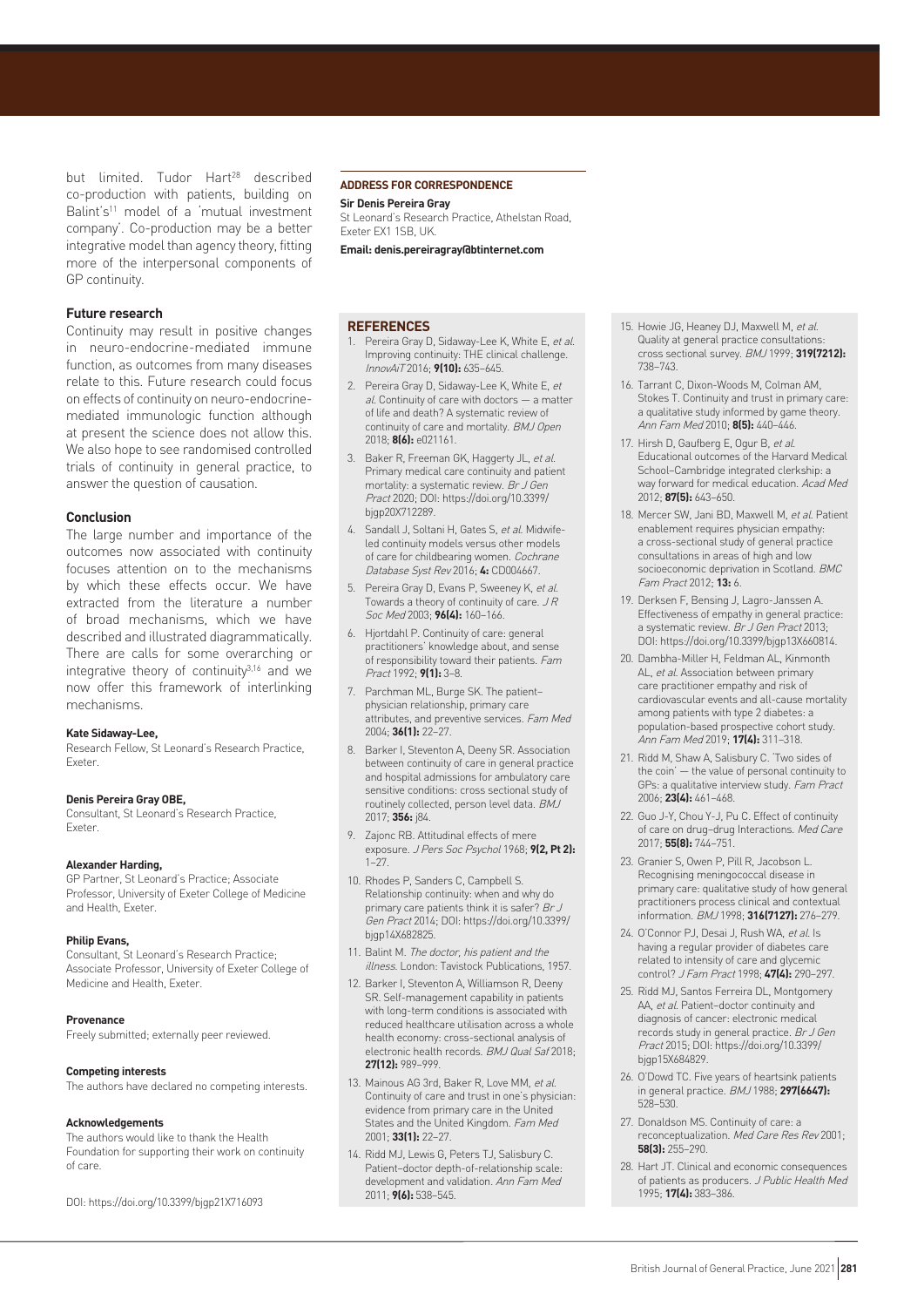but limited. Tudor Hart[28] described co-production with patients, building on Balint's[11] model of a 'mutual investment company'. Co-production may be a better integrative model than agency theory, fitting more of the interpersonal components of GP continuity.

### Future research

Continuity may result in positive changes in neuro-endocrine-mediated immune function, as outcomes from many diseases relate to this. Future research could focus on effects of continuity on neuro-endocrine-mediated immunologic function although at present the science does not allow this. We also hope to see randomised controlled trials of continuity in general practice, to answer the question of causation.

### Conclusion

The large number and importance of the outcomes now associated with continuity focuses attention on to the mechanisms by which these effects occur. We have extracted from the literature a number of broad mechanisms, which we have described and illustrated diagrammatically. There are calls for some overarching or integrative theory of continuity[3,16] and we now offer this framework of interlinking mechanisms.

**Kate Sidaway-Lee,**
Research Fellow, St Leonard's Research Practice, Exeter.

**Denis Pereira Gray OBE,**
Consultant, St Leonard's Research Practice, Exeter.

**Alexander Harding,**
GP Partner, St Leonard's Practice; Associate Professor, University of Exeter College of Medicine and Health, Exeter.

**Philip Evans,**
Consultant, St Leonard's Research Practice; Associate Professor, University of Exeter College of Medicine and Health, Exeter.

**Provenance**
Freely submitted; externally peer reviewed.

**Competing interests**
The authors have declared no competing interests.

**Acknowledgements**
The authors would like to thank the Health Foundation for supporting their work on continuity of care.

DOI: https://doi.org/10.3399/bjgp21X716093

**ADDRESS FOR CORRESPONDENCE**

**Sir Denis Pereira Gray**
St Leonard's Research Practice, Athelstan Road, Exeter EX1 1SB, UK.

**Email: denis.pereiragray@btinternet.com**

## REFERENCES

1. Pereira Gray D, Sidaway-Lee K, White E, *et al.* Improving continuity: THE clinical challenge. *InnovAiT* 2016; **9(10):** 635–645.
2. Pereira Gray D, Sidaway-Lee K, White E, *et al.* Continuity of care with doctors — a matter of life and death? A systematic review of continuity of care and mortality. *BMJ Open* 2018; **8(6):** e021161.
3. Baker R, Freeman GK, Haggerty JL, *et al.* Primary medical care continuity and patient mortality: a systematic review. *Br J Gen Pract* 2020; DOI: https://doi.org/10.3399/bjgp20X712289.
4. Sandall J, Soltani H, Gates S, *et al.* Midwife-led continuity models versus other models of care for childbearing women. *Cochrane Database Syst Rev* 2016; **4:** CD004667.
5. Pereira Gray D, Evans P, Sweeney K, *et al.* Towards a theory of continuity of care. *J R Soc Med* 2003; **96(4):** 160–166.
6. Hjortdahl P. Continuity of care: general practitioners' knowledge about, and sense of responsibility toward their patients. *Fam Pract* 1992; **9(1):** 3–8.
7. Parchman ML, Burge SK. The patient–physician relationship, primary care attributes, and preventive services. *Fam Med* 2004; **36(1):** 22–27.
8. Barker I, Steventon A, Deeny SR. Association between continuity of care in general practice and hospital admissions for ambulatory care sensitive conditions: cross sectional study of routinely collected, person level data. *BMJ* 2017; **356:** j84.
9. Zajonc RB. Attitudinal effects of mere exposure. *J Pers Soc Psychol* 1968; **9(2, Pt 2):** 1–27.
10. Rhodes P, Sanders C, Campbell S. Relationship continuity: when and why do primary care patients think it is safer? *Br J Gen Pract* 2014; DOI: https://doi.org/10.3399/bjgp14X682825.
11. Balint M. *The doctor, his patient and the illness*. London: Tavistock Publications, 1957.
12. Barker I, Steventon A, Williamson R, Deeny SR. Self-management capability in patients with long-term conditions is associated with reduced healthcare utilisation across a whole health economy: cross-sectional analysis of electronic health records. *BMJ Qual Saf* 2018; **27(12):** 989–999.
13. Mainous AG 3rd, Baker R, Love MM, *et al.* Continuity of care and trust in one's physician: evidence from primary care in the United States and the United Kingdom. *Fam Med* 2001; **33(1):** 22–27.
14. Ridd MJ, Lewis G, Peters TJ, Salisbury C. Patient–doctor depth-of-relationship scale: development and validation. *Ann Fam Med* 2011; **9(6):** 538–545.
15. Howie JG, Heaney DJ, Maxwell M, *et al.* Quality at general practice consultations: cross sectional survey. *BMJ* 1999; **319(7212):** 738–743.
16. Tarrant C, Dixon-Woods M, Colman AM, Stokes T. Continuity and trust in primary care: a qualitative study informed by game theory. *Ann Fam Med* 2010; **8(5):** 440–446.
17. Hirsh D, Gaufberg E, Ogur B, *et al.* Educational outcomes of the Harvard Medical School–Cambridge integrated clerkship: a way forward for medical education. *Acad Med* 2012; **87(5):** 643–650.
18. Mercer SW, Jani BD, Maxwell M, *et al.* Patient enablement requires physician empathy: a cross-sectional study of general practice consultations in areas of high and low socioeconomic deprivation in Scotland. *BMC Fam Pract* 2012; **13:** 6.
19. Derksen F, Bensing J, Lagro-Janssen A. Effectiveness of empathy in general practice: a systematic review. *Br J Gen Pract* 2013; DOI: https://doi.org/10.3399/bjgp13X660814.
20. Dambha-Miller H, Feldman AL, Kinmonth AL, *et al.* Association between primary care practitioner empathy and risk of cardiovascular events and all-cause mortality among patients with type 2 diabetes: a population-based prospective cohort study. *Ann Fam Med* 2019; **17(4):** 311–318.
21. Ridd M, Shaw A, Salisbury C. 'Two sides of the coin' — the value of personal continuity to GPs: a qualitative interview study. *Fam Pract* 2006; **23(4):** 461–468.
22. Guo J-Y, Chou Y-J, Pu C. Effect of continuity of care on drug–drug Interactions. *Med Care* 2017; **55(8):** 744–751.
23. Granier S, Owen P, Pill R, Jacobson L. Recognising meningococcal disease in primary care: qualitative study of how general practitioners process clinical and contextual information. *BMJ* 1998; **316(7127):** 276–279.
24. O'Connor PJ, Desai J, Rush WA, *et al.* Is having a regular provider of diabetes care related to intensity of care and glycemic control? *J Fam Pract* 1998; **47(4):** 290–297.
25. Ridd MJ, Santos Ferreira DL, Montgomery AA, *et al.* Patient–doctor continuity and diagnosis of cancer: electronic medical records study in general practice. *Br J Gen Pract* 2015; DOI: https://doi.org/10.3399/bjgp15X684829.
26. O'Dowd TC. Five years of heartsink patients in general practice. *BMJ* 1988; **297(6647):** 528–530.
27. Donaldson MS. Continuity of care: a reconceptualization. *Med Care Res Rev* 2001; **58(3):** 255–290.
28. Hart JT. Clinical and economic consequences of patients as producers. *J Public Health Med* 1995; **17(4):** 383–386.